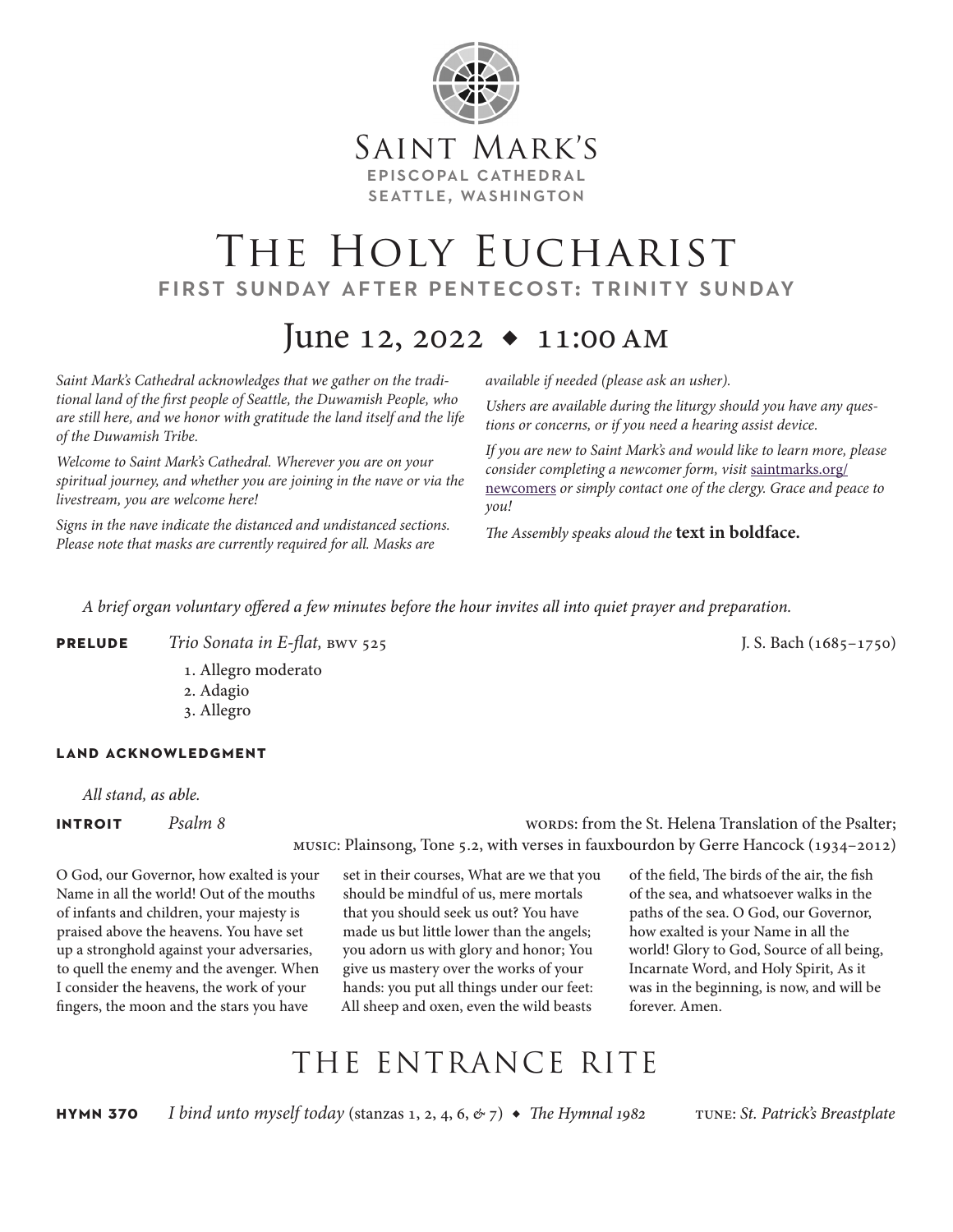Saint Mark's
Episcopal Cathedral
Seattle, Washington

# The Holy Eucharist

## First Sunday after Pentecost: Trinity Sunday

## June 12, 2022 ◆ 11:00 AM

*Saint Mark's Cathedral acknowledges that we gather on the traditional land of the first people of Seattle, the Duwamish People, who are still here, and we honor with gratitude the land itself and the life of the Duwamish Tribe.*

*Welcome to Saint Mark's Cathedral. Wherever you are on your spiritual journey, and whether you are joining in the nave or via the livestream, you are welcome here!*

*Signs in the nave indicate the distanced and undistanced sections. Please note that masks are currently required for all. Masks are available if needed (please ask an usher).*

*Ushers are available during the liturgy should you have any questions or concerns, or if you need a hearing assist device.*

*If you are new to Saint Mark's and would like to learn more, please consider completing a newcomer form, visit* saintmarks.org/newcomers *or simply contact one of the clergy. Grace and peace to you!*

*The Assembly speaks aloud the* **text in boldface.**

*A brief organ voluntary offered a few minutes before the hour invites all into quiet prayer and preparation.*

**PRELUDE** *Trio Sonata in E-flat,* BWV 525 — J. S. Bach (1685–1750)

1. Allegro moderato
2. Adagio
3. Allegro

**LAND ACKNOWLEDGMENT**

*All stand, as able.*

**INTROIT** *Psalm 8* — WORDS: from the St. Helena Translation of the Psalter; MUSIC: Plainsong, Tone 5.2, with verses in fauxbourdon by Gerre Hancock (1934–2012)

O God, our Governor, how exalted is your Name in all the world! Out of the mouths of infants and children, your majesty is praised above the heavens. You have set up a stronghold against your adversaries, to quell the enemy and the avenger. When I consider the heavens, the work of your fingers, the moon and the stars you have set in their courses, What are we that you should be mindful of us, mere mortals that you should seek us out? You have made us but little lower than the angels; you adorn us with glory and honor; You give us mastery over the works of your hands: you put all things under our feet: All sheep and oxen, even the wild beasts of the field, The birds of the air, the fish of the sea, and whatsoever walks in the paths of the sea. O God, our Governor, how exalted is your Name in all the world! Glory to God, Source of all being, Incarnate Word, and Holy Spirit, As it was in the beginning, is now, and will be forever. Amen.

# The Entrance Rite

**HYMN 370** *I bind unto myself today* (stanzas 1, 2, 4, 6, & 7) ◆ *The Hymnal 1982* — TUNE: *St. Patrick's Breastplate*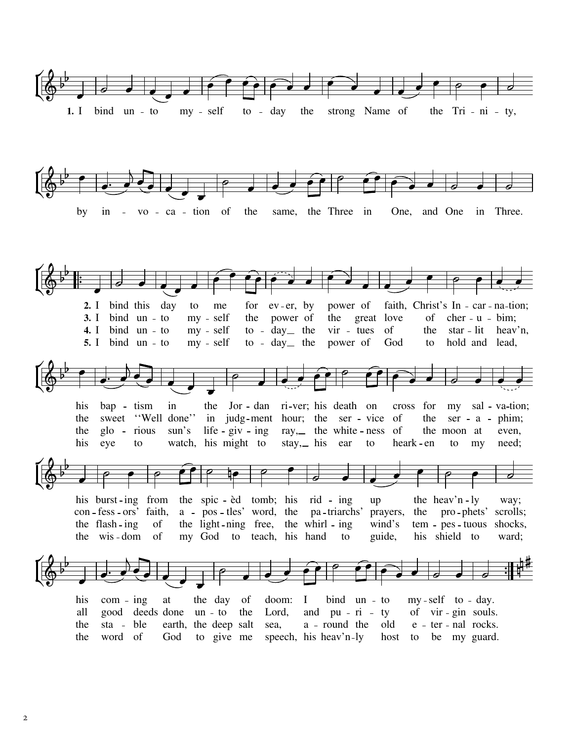1. I bind un - to my - self to - day the strong Name of the Tri - ni - ty,
by in - vo - ca - tion of the same, the Three in One, and One in Three.

2. I bind this day to me for ev - er, by power of faith, Christ's In - car - na - tion;
his bap - tism in the Jor - dan ri - ver; his death on cross for my sal - va - tion;
his burst - ing from the spic - èd tomb; his rid - ing up the heav'n - ly way;
his com - ing at the day of doom: I bind un - to my - self to - day.

3. I bind un - to my - self the power of the great love of cher - u - bim;
the sweet ''Well done'' in judg - ment hour; the ser - vice of the ser - a - phim;
con - fess - ors' faith, a - pos - tles' word, the pa - triarchs' prayers, the pro - phets' scrolls;
all good deeds done un - to the Lord, and pu - ri - ty of vir - gin souls.

4. I bind un - to my - self to - day the vir - tues of the star - lit heav'n,
the glo - rious sun's life - giv - ing ray, the white - ness of the moon at even,
the flash - ing of the light - ning free, the whirl - ing wind's tem - pes - tuous shocks,
the sta - ble earth, the deep salt sea, a - round the old e - ter - nal rocks.

5. I bind un - to my - self to - day the power of God to hold and lead,
his eye to watch, his might to stay, his ear to heark - en to my need;
the wis - dom of my God to teach, his hand to guide, his shield to ward;
the word of God to give me speech, his heav'n - ly host to be my guard.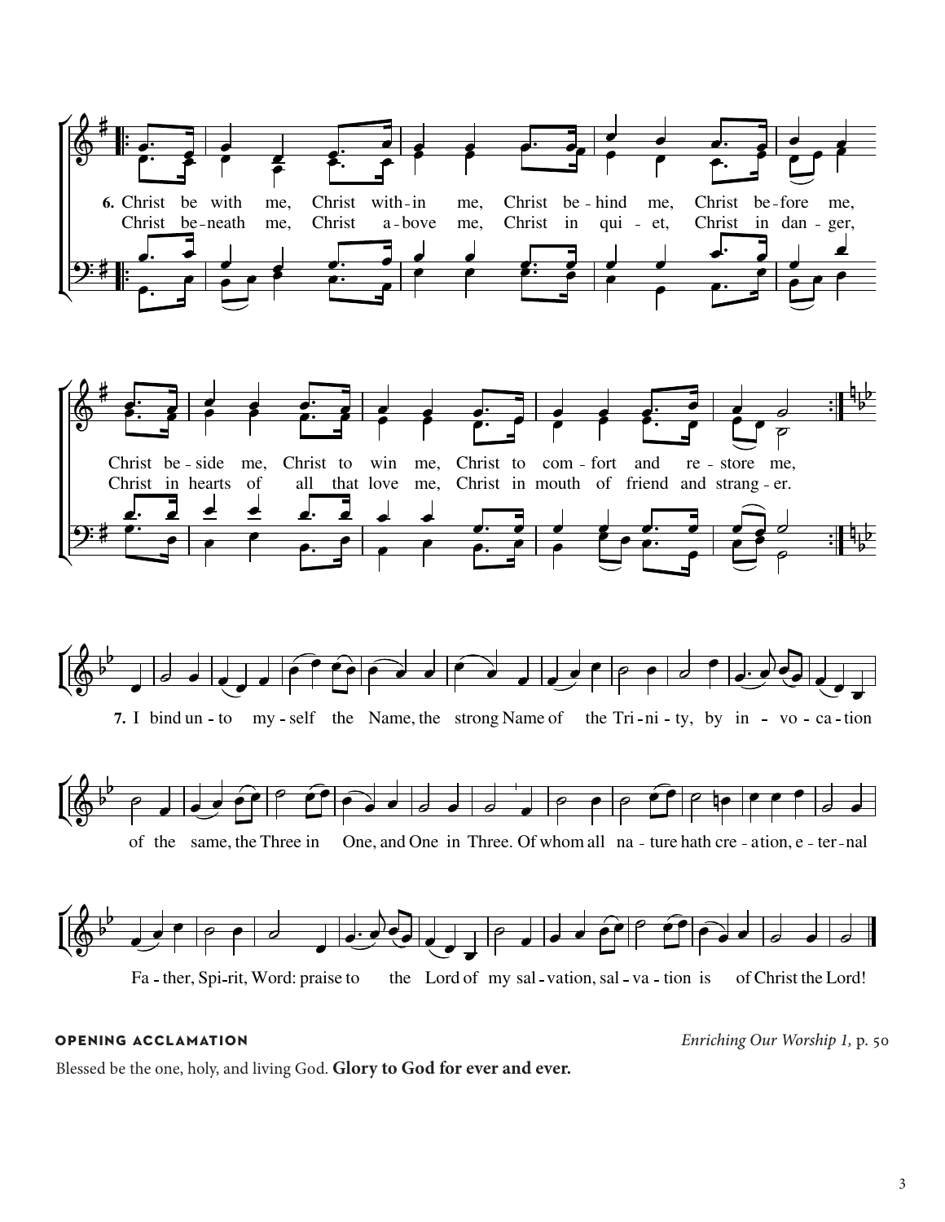6. Christ be with me, Christ with-in me, Christ be-hind me, Christ be-fore me,
Christ be-neath me, Christ a-bove me, Christ in qui-et, Christ in dan-ger,

Christ be-side me, Christ to win me, Christ to com-fort and re-store me,
Christ in hearts of all that love me, Christ in mouth of friend and strang-er.

7. I bind un-to my-self the Name, the strong Name of the Tri-ni-ty, by in-vo-ca-tion

of the same, the Three in One, and One in Three. Of whom all na-ture hath cre-ation, e-ter-nal

Fa-ther, Spi-rit, Word: praise to the Lord of my sal-vation, sal-va-tion is of Christ the Lord!

**OPENING ACCLAMATION** *Enriching Our Worship 1,* p. 50

Blessed be the one, holy, and living God. **Glory to God for ever and ever.**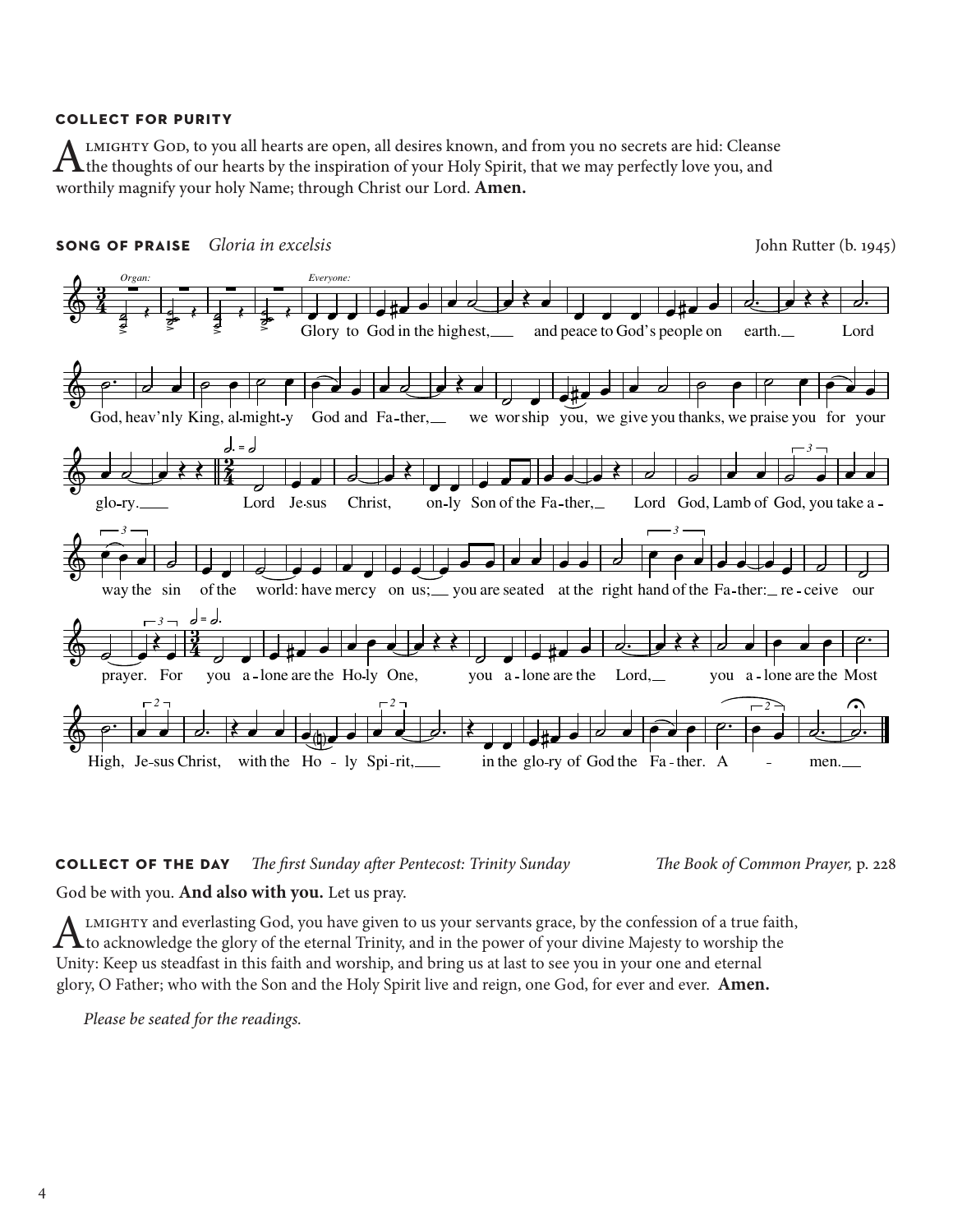### COLLECT FOR PURITY

Almighty God, to you all hearts are open, all desires known, and from you no secrets are hid: Cleanse the thoughts of our hearts by the inspiration of your Holy Spirit, that we may perfectly love you, and worthily magnify your holy Name; through Christ our Lord. **Amen.**

### SONG OF PRAISE *Gloria in excelsis*

John Rutter (b. 1945)

*Organ:* *Everyone:*

Glory to God in the highest, and peace to God's people on earth. Lord God, heav'nly King, almighty God and Father, we worship you, we give you thanks, we praise you for your glory. Lord Jesus Christ, only Son of the Father, Lord God, Lamb of God, you take away the sin of the world: have mercy on us; you are seated at the right hand of the Father: receive our prayer. For you alone are the Holy One, you alone are the Lord, you alone are the Most High, Jesus Christ, with the Holy Spirit, in the glory of God the Father. Amen.

### COLLECT OF THE DAY *The first Sunday after Pentecost: Trinity Sunday*

*The Book of Common Prayer,* p. 228

God be with you. **And also with you.** Let us pray.

Almighty and everlasting God, you have given to us your servants grace, by the confession of a true faith, to acknowledge the glory of the eternal Trinity, and in the power of your divine Majesty to worship the Unity: Keep us steadfast in this faith and worship, and bring us at last to see you in your one and eternal glory, O Father; who with the Son and the Holy Spirit live and reign, one God, for ever and ever. **Amen.**

*Please be seated for the readings.*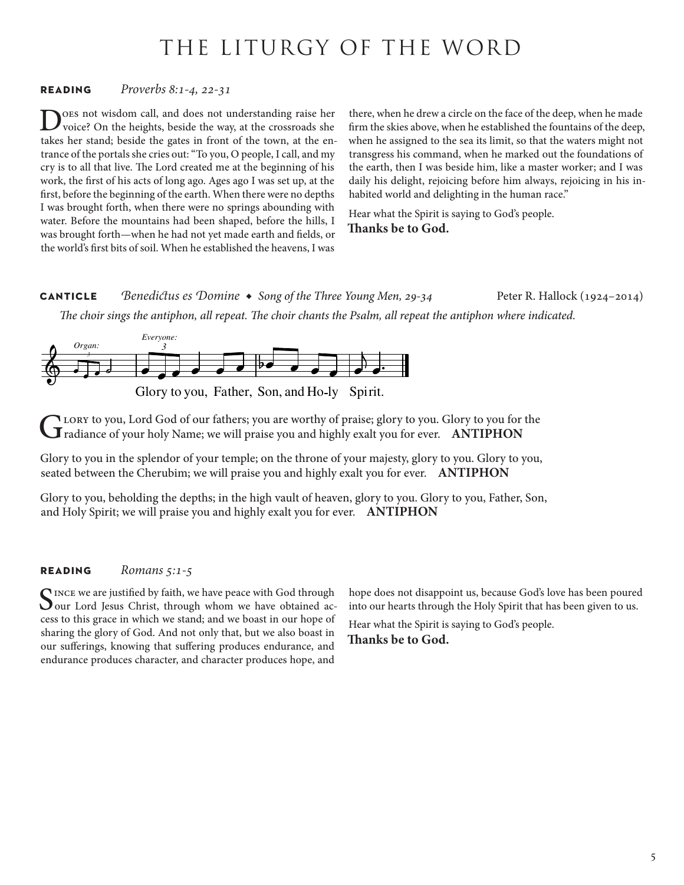# THE LITURGY OF THE WORD

**READING** *Proverbs 8:1-4, 22-31*

Does not wisdom call, and does not understanding raise her voice? On the heights, beside the way, at the crossroads she takes her stand; beside the gates in front of the town, at the entrance of the portals she cries out: "To you, O people, I call, and my cry is to all that live. The Lord created me at the beginning of his work, the first of his acts of long ago. Ages ago I was set up, at the first, before the beginning of the earth. When there were no depths I was brought forth, when there were no springs abounding with water. Before the mountains had been shaped, before the hills, I was brought forth—when he had not yet made earth and fields, or the world's first bits of soil. When he established the heavens, I was there, when he drew a circle on the face of the deep, when he made firm the skies above, when he established the fountains of the deep, when he assigned to the sea its limit, so that the waters might not transgress his command, when he marked out the foundations of the earth, then I was beside him, like a master worker; and I was daily his delight, rejoicing before him always, rejoicing in his inhabited world and delighting in the human race."

Hear what the Spirit is saying to God's people.
**Thanks be to God.**

**CANTICLE** *Benedictus es Domine* ◆ *Song of the Three Young Men, 29-34* Peter R. Hallock (1924–2014)

*The choir sings the antiphon, all repeat. The choir chants the Psalm, all repeat the antiphon where indicated.*

*Organ:* *Everyone:*

Glory to you, Father, Son, and Ho-ly Spi-rit.

Glory to you, Lord God of our fathers; you are worthy of praise; glory to you. Glory to you for the radiance of your holy Name; we will praise you and highly exalt you for ever. **ANTIPHON**

Glory to you in the splendor of your temple; on the throne of your majesty, glory to you. Glory to you, seated between the Cherubim; we will praise you and highly exalt you for ever. **ANTIPHON**

Glory to you, beholding the depths; in the high vault of heaven, glory to you. Glory to you, Father, Son, and Holy Spirit; we will praise you and highly exalt you for ever. **ANTIPHON**

**READING** *Romans 5:1-5*

Since we are justified by faith, we have peace with God through our Lord Jesus Christ, through whom we have obtained access to this grace in which we stand; and we boast in our hope of sharing the glory of God. And not only that, but we also boast in our sufferings, knowing that suffering produces endurance, and endurance produces character, and character produces hope, and hope does not disappoint us, because God's love has been poured into our hearts through the Holy Spirit that has been given to us.

Hear what the Spirit is saying to God's people.
**Thanks be to God.**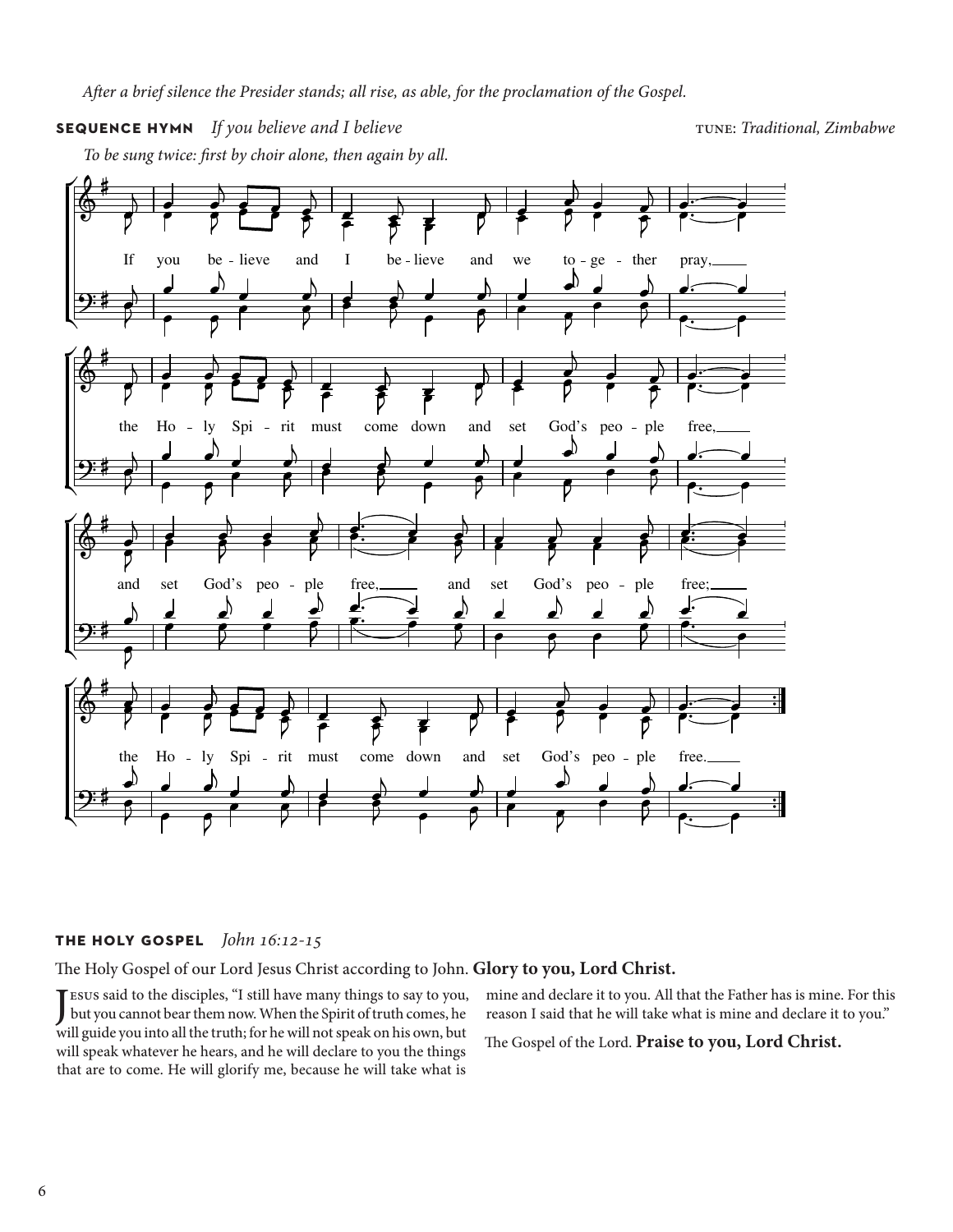*After a brief silence the Presider stands; all rise, as able, for the proclamation of the Gospel.*

**SEQUENCE HYMN** *If you believe and I believe* — TUNE: *Traditional, Zimbabwe*

*To be sung twice: first by choir alone, then again by all.*

If you be - lieve and I be - lieve and we to - ge - ther pray,
the Ho - ly Spi - rit must come down and set God's peo - ple free,
and set God's peo - ple free, and set God's peo - ple free;
the Ho - ly Spi - rit must come down and set God's peo - ple free.

**THE HOLY GOSPEL** *John 16:12-15*

The Holy Gospel of our Lord Jesus Christ according to John. **Glory to you, Lord Christ.**

Jesus said to the disciples, "I still have many things to say to you, but you cannot bear them now. When the Spirit of truth comes, he will guide you into all the truth; for he will not speak on his own, but will speak whatever he hears, and he will declare to you the things that are to come. He will glorify me, because he will take what is mine and declare it to you. All that the Father has is mine. For this reason I said that he will take what is mine and declare it to you."

The Gospel of the Lord. **Praise to you, Lord Christ.**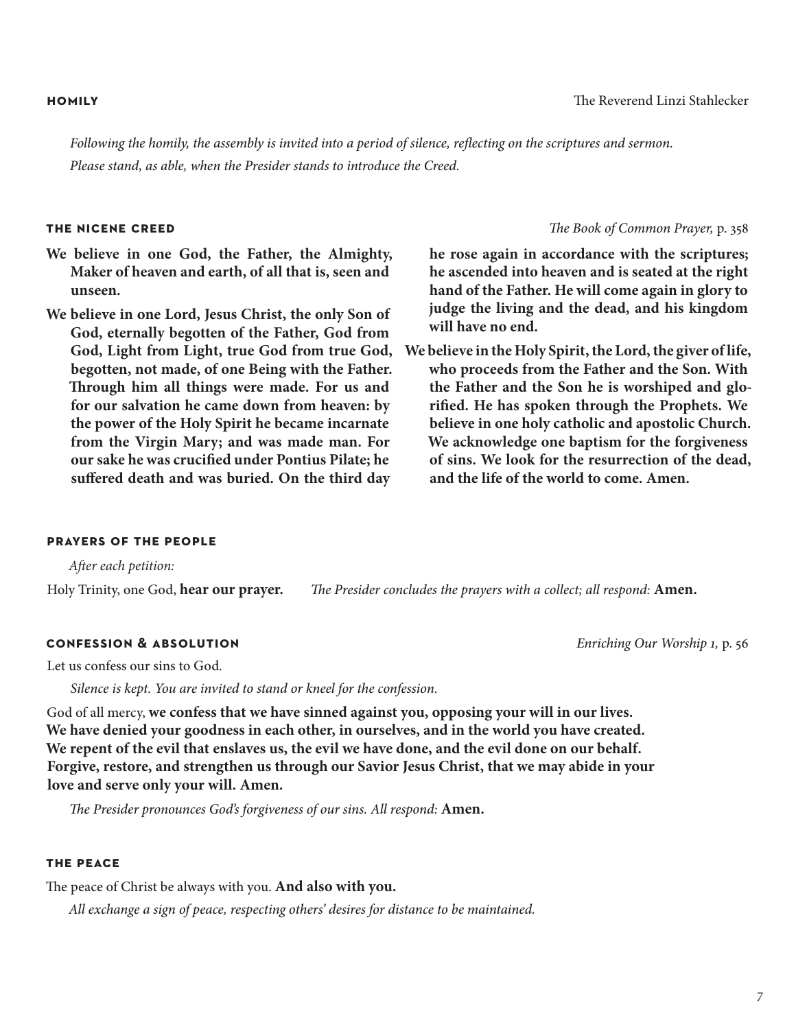## HOMILY

The Reverend Linzi Stahlecker

*Following the homily, the assembly is invited into a period of silence, reflecting on the scriptures and sermon.*
*Please stand, as able, when the Presider stands to introduce the Creed.*

## THE NICENE CREED

*The Book of Common Prayer,* p. 358

**We believe in one God, the Father, the Almighty, Maker of heaven and earth, of all that is, seen and unseen.**

**We believe in one Lord, Jesus Christ, the only Son of God, eternally begotten of the Father, God from God, Light from Light, true God from true God, begotten, not made, of one Being with the Father. Through him all things were made. For us and for our salvation he came down from heaven: by the power of the Holy Spirit he became incarnate from the Virgin Mary; and was made man. For our sake he was crucified under Pontius Pilate; he suffered death and was buried. On the third day he rose again in accordance with the scriptures; he ascended into heaven and is seated at the right hand of the Father. He will come again in glory to judge the living and the dead, and his kingdom will have no end.**

**We believe in the Holy Spirit, the Lord, the giver of life, who proceeds from the Father and the Son. With the Father and the Son he is worshiped and glorified. He has spoken through the Prophets. We believe in one holy catholic and apostolic Church. We acknowledge one baptism for the forgiveness of sins. We look for the resurrection of the dead, and the life of the world to come. Amen.**

## PRAYERS OF THE PEOPLE

*After each petition:*

Holy Trinity, one God, **hear our prayer.**

*The Presider concludes the prayers with a collect; all respond:* **Amen.**

## CONFESSION & ABSOLUTION

*Enriching Our Worship 1,* p. 56

Let us confess our sins to God.

*Silence is kept. You are invited to stand or kneel for the confession.*

God of all mercy, **we confess that we have sinned against you, opposing your will in our lives. We have denied your goodness in each other, in ourselves, and in the world you have created. We repent of the evil that enslaves us, the evil we have done, and the evil done on our behalf. Forgive, restore, and strengthen us through our Savior Jesus Christ, that we may abide in your love and serve only your will. Amen.**

*The Presider pronounces God's forgiveness of our sins. All respond:* **Amen.**

## THE PEACE

The peace of Christ be always with you. **And also with you.**

*All exchange a sign of peace, respecting others' desires for distance to be maintained.*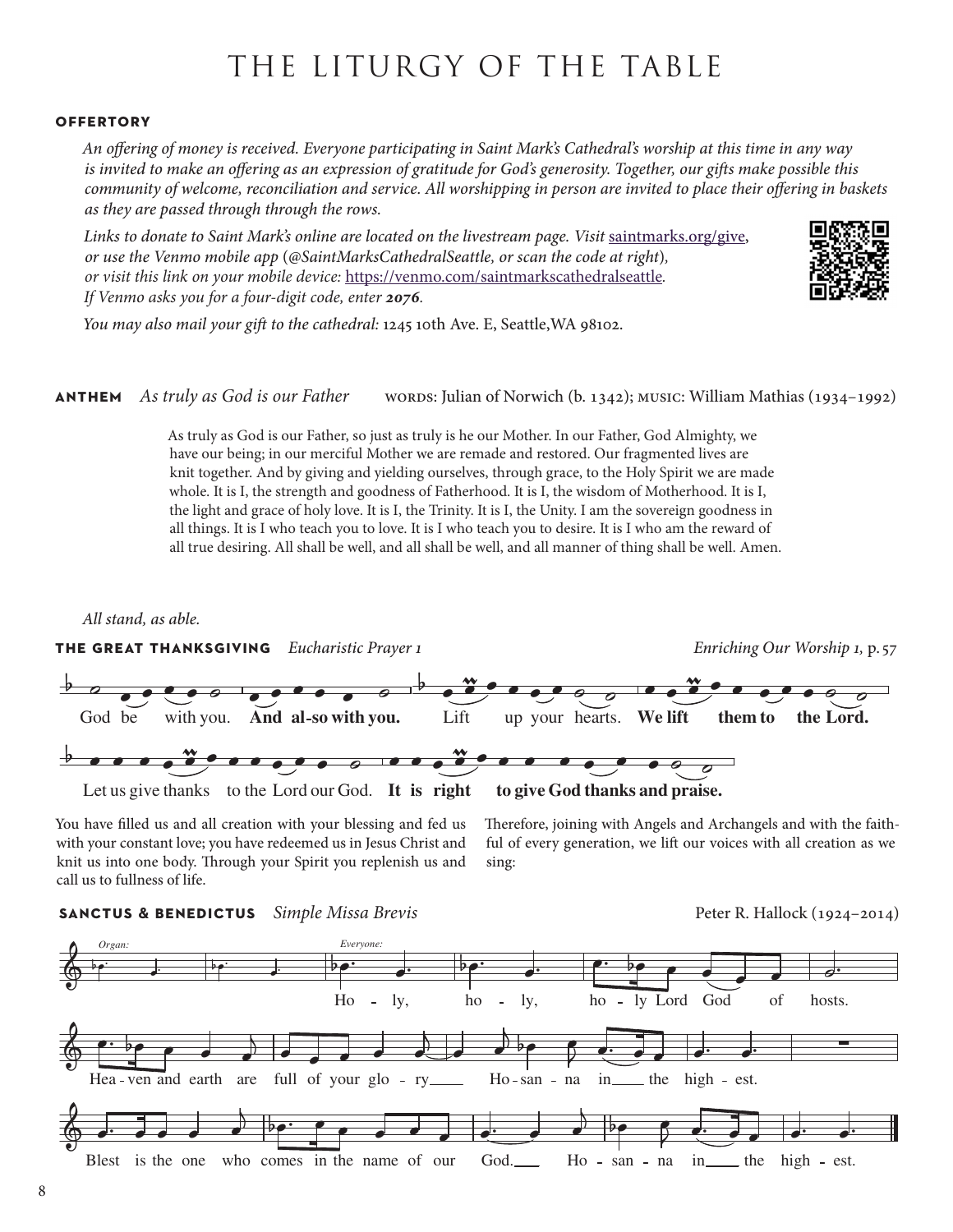# THE LITURGY OF THE TABLE

**OFFERTORY**

*An offering of money is received. Everyone participating in Saint Mark's Cathedral's worship at this time in any way is invited to make an offering as an expression of gratitude for God's generosity. Together, our gifts make possible this community of welcome, reconciliation and service. All worshipping in person are invited to place their offering in baskets as they are passed through through the rows.*

*Links to donate to Saint Mark's online are located on the livestream page. Visit* saintmarks.org/give, *or use the Venmo mobile app (@SaintMarksCathedralSeattle, or scan the code at right), or visit this link on your mobile device:* https://venmo.com/saintmarkscathedralseattle*. If Venmo asks you for a four-digit code, enter* ***2076****.*

*You may also mail your gift to the cathedral:* 1245 10th Ave. E, Seattle,WA 98102.

**ANTHEM** *As truly as God is our Father* WORDS: Julian of Norwich (b. 1342); MUSIC: William Mathias (1934–1992)

As truly as God is our Father, so just as truly is he our Mother. In our Father, God Almighty, we have our being; in our merciful Mother we are remade and restored. Our fragmented lives are knit together. And by giving and yielding ourselves, through grace, to the Holy Spirit we are made whole. It is I, the strength and goodness of Fatherhood. It is I, the wisdom of Motherhood. It is I, the light and grace of holy love. It is I, the Trinity. It is I, the Unity. I am the sovereign goodness in all things. It is I who teach you to love. It is I who teach you to desire. It is I who am the reward of all true desiring. All shall be well, and all shall be well, and all manner of thing shall be well. Amen.

*All stand, as able.*

**THE GREAT THANKSGIVING** *Eucharistic Prayer 1* *Enriching Our Worship 1*, p. 57

God be with you. **And also with you.** Lift up your hearts. **We lift them to the Lord.**

Let us give thanks to the Lord our God. **It is right to give God thanks and praise.**

You have filled us and all creation with your blessing and fed us with your constant love; you have redeemed us in Jesus Christ and knit us into one body. Through your Spirit you replenish us and call us to fullness of life.

Therefore, joining with Angels and Archangels and with the faithful of every generation, we lift our voices with all creation as we sing:

**SANCTUS & BENEDICTUS** *Simple Missa Brevis* Peter R. Hallock (1924–2014)

*Organ:* *Everyone:*

Holy, holy, holy Lord God of hosts.
Heaven and earth are full of your glory
Hosanna in the highest.
Blest is the one who comes in the name of our God.
Hosanna in the highest.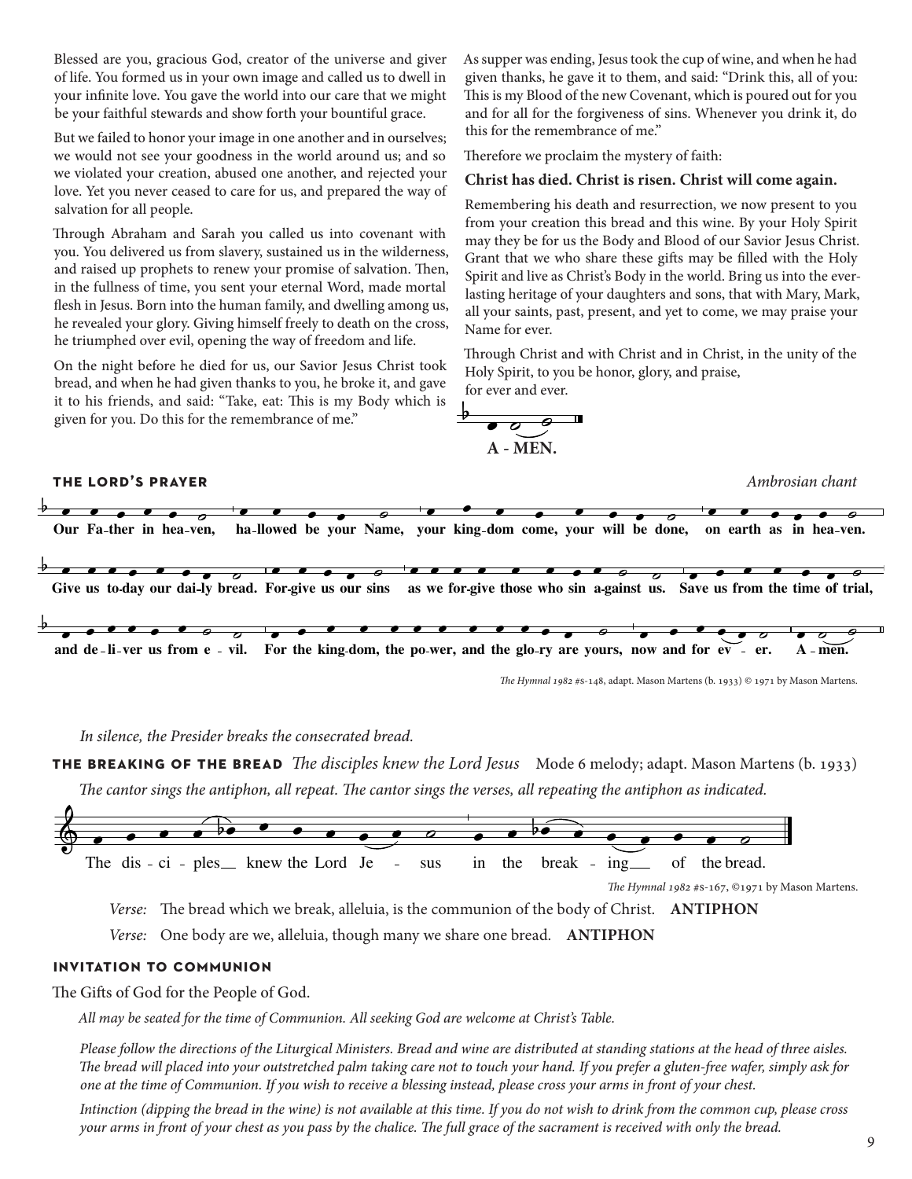Blessed are you, gracious God, creator of the universe and giver of life. You formed us in your own image and called us to dwell in your infinite love. You gave the world into our care that we might be your faithful stewards and show forth your bountiful grace.

But we failed to honor your image in one another and in ourselves; we would not see your goodness in the world around us; and so we violated your creation, abused one another, and rejected your love. Yet you never ceased to care for us, and prepared the way of salvation for all people.

Through Abraham and Sarah you called us into covenant with you. You delivered us from slavery, sustained us in the wilderness, and raised up prophets to renew your promise of salvation. Then, in the fullness of time, you sent your eternal Word, made mortal flesh in Jesus. Born into the human family, and dwelling among us, he revealed your glory. Giving himself freely to death on the cross, he triumphed over evil, opening the way of freedom and life.

On the night before he died for us, our Savior Jesus Christ took bread, and when he had given thanks to you, he broke it, and gave it to his friends, and said: "Take, eat: This is my Body which is given for you. Do this for the remembrance of me."

As supper was ending, Jesus took the cup of wine, and when he had given thanks, he gave it to them, and said: "Drink this, all of you: This is my Blood of the new Covenant, which is poured out for you and for all for the forgiveness of sins. Whenever you drink it, do this for the remembrance of me."

Therefore we proclaim the mystery of faith:

**Christ has died. Christ is risen. Christ will come again.**

Remembering his death and resurrection, we now present to you from your creation this bread and this wine. By your Holy Spirit may they be for us the Body and Blood of our Savior Jesus Christ. Grant that we who share these gifts may be filled with the Holy Spirit and live as Christ's Body in the world. Bring us into the everlasting heritage of your daughters and sons, that with Mary, Mark, all your saints, past, present, and yet to come, we may praise your Name for ever.

Through Christ and with Christ and in Christ, in the unity of the Holy Spirit, to you be honor, glory, and praise, for ever and ever.

**A - MEN.**

## THE LORD'S PRAYER

*Ambrosian chant*

**Our Fa-ther in hea-ven, ha-llowed be your Name, your king-dom come, your will be done, on earth as in hea-ven. Give us to-day our dai-ly bread. For-give us our sins as we for-give those who sin a-gainst us. Save us from the time of trial, and de-li-ver us from e-vil. For the king-dom, the po-wer, and the glo-ry are yours, now and for ev-er. A-men.**

*The Hymnal 1982* #s-148, adapt. Mason Martens (b. 1933) © 1971 by Mason Martens.

*In silence, the Presider breaks the consecrated bread.*

## THE BREAKING OF THE BREAD *The disciples knew the Lord Jesus* Mode 6 melody; adapt. Mason Martens (b. 1933)

*The cantor sings the antiphon, all repeat. The cantor sings the verses, all repeating the antiphon as indicated.*

The dis-ci-ples knew the Lord Je-sus in the break-ing of the bread.

*The Hymnal 1982* #s-167, ©1971 by Mason Martens.

*Verse:* The bread which we break, alleluia, is the communion of the body of Christ. **ANTIPHON**

*Verse:* One body are we, alleluia, though many we share one bread. **ANTIPHON**

## INVITATION TO COMMUNION

The Gifts of God for the People of God.

*All may be seated for the time of Communion. All seeking God are welcome at Christ's Table.*

*Please follow the directions of the Liturgical Ministers. Bread and wine are distributed at standing stations at the head of three aisles. The bread will placed into your outstretched palm taking care not to touch your hand. If you prefer a gluten-free wafer, simply ask for one at the time of Communion. If you wish to receive a blessing instead, please cross your arms in front of your chest.*

*Intinction (dipping the bread in the wine) is not available at this time. If you do not wish to drink from the common cup, please cross your arms in front of your chest as you pass by the chalice. The full grace of the sacrament is received with only the bread.*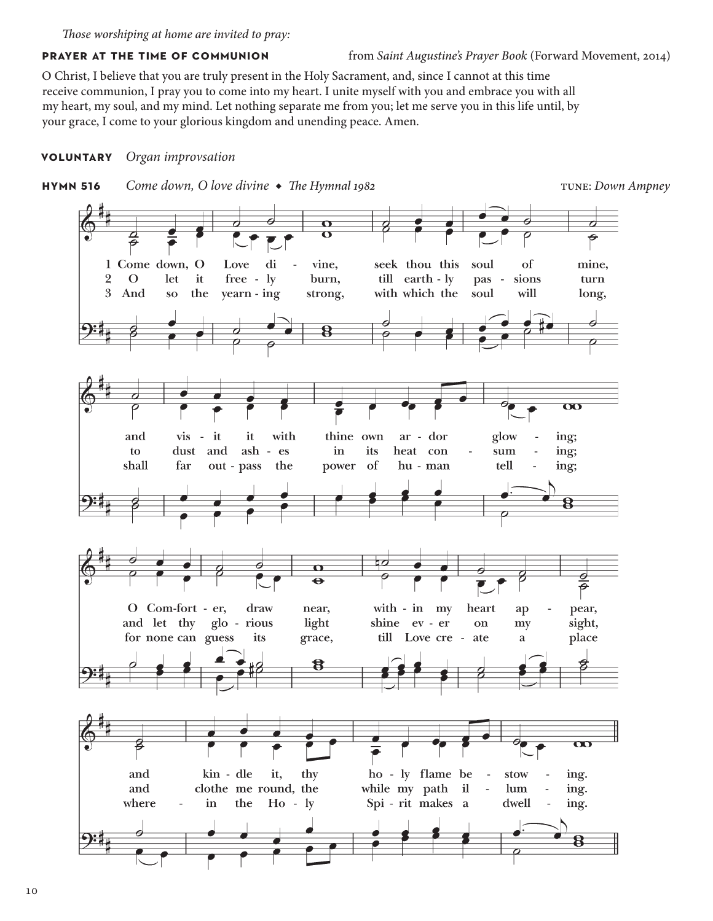*Those worshiping at home are invited to pray:*

**PRAYER AT THE TIME OF COMMUNION** from *Saint Augustine's Prayer Book* (Forward Movement, 2014)

O Christ, I believe that you are truly present in the Holy Sacrament, and, since I cannot at this time receive communion, I pray you to come into my heart. I unite myself with you and embrace you with all my heart, my soul, and my mind. Let nothing separate me from you; let me serve you in this life until, by your grace, I come to your glorious kingdom and unending peace. Amen.

**VOLUNTARY** *Organ improvsation*

**HYMN 516** *Come down, O love divine* ◆ *The Hymnal 1982* TUNE: *Down Ampney*

1 Come down, O Love divine, seek thou this soul of mine, and visit it with thine own ardor glowing; O Comforter, draw near, within my heart appear, and kindle it, thy holy flame bestowing.

2 O let it freely burn, till earthly passions turn to dust and ashes in its heat consuming; and let thy glorious light shine ever on my sight, and clothe me round, the while my path illuming.

3 And so the yearning strong, with which the soul will long, shall far outpass the power of human telling; for none can guess its grace, till Love create a place wherein the Holy Spirit makes a dwelling.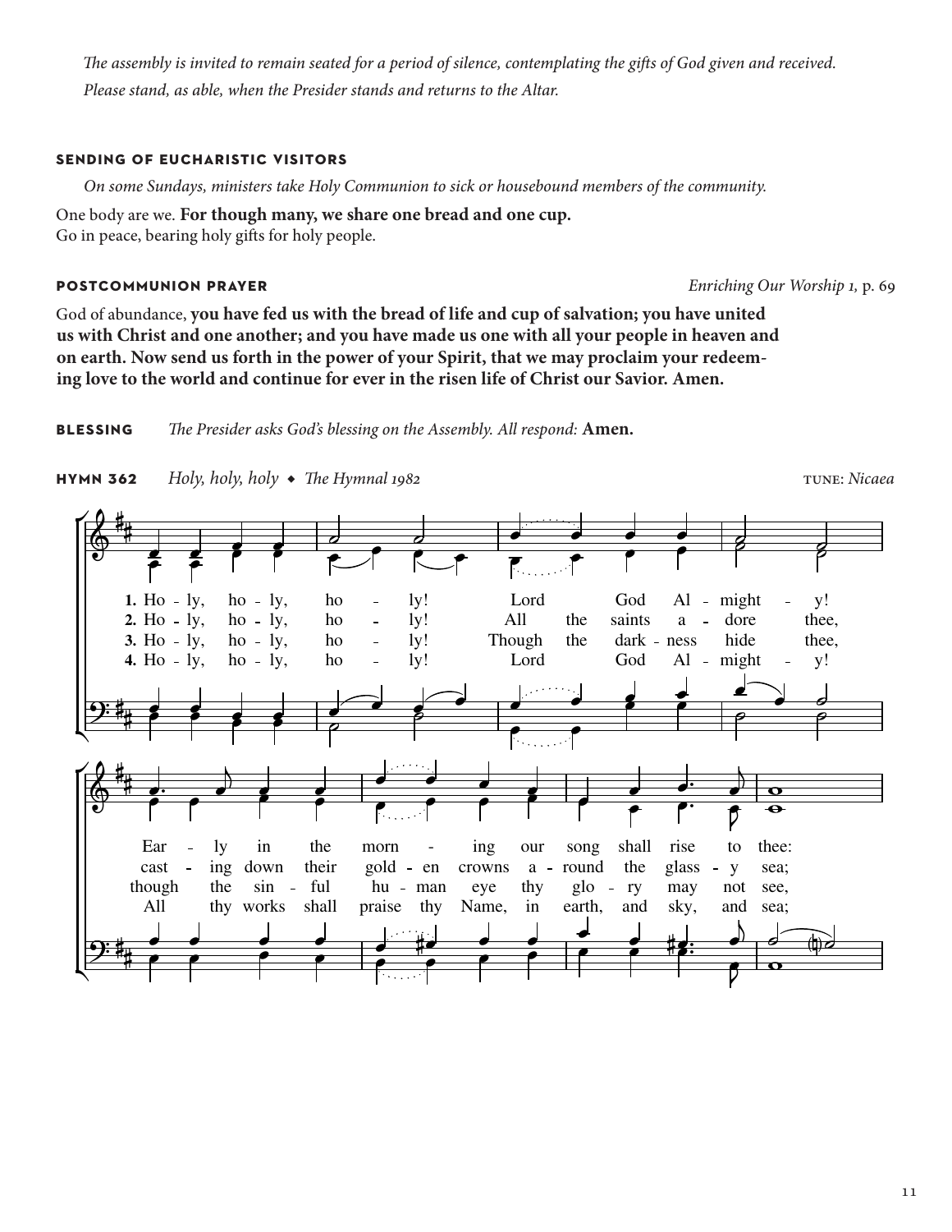*The assembly is invited to remain seated for a period of silence, contemplating the gifts of God given and received. Please stand, as able, when the Presider stands and returns to the Altar.*

## SENDING OF EUCHARISTIC VISITORS

*On some Sundays, ministers take Holy Communion to sick or housebound members of the community.*

One body are we. **For though many, we share one bread and one cup.**
Go in peace, bearing holy gifts for holy people.

## POSTCOMMUNION PRAYER

*Enriching Our Worship 1,* p. 69

God of abundance, **you have fed us with the bread of life and cup of salvation; you have united us with Christ and one another; and you have made us one with all your people in heaven and on earth. Now send us forth in the power of your Spirit, that we may proclaim your redeeming love to the world and continue for ever in the risen life of Christ our Savior. Amen.**

## BLESSING

*The Presider asks God's blessing on the Assembly. All respond:* **Amen.**

## HYMN 362

*Holy, holy, holy* ◆ *The Hymnal 1982* TUNE: *Nicaea*

1. Holy, holy, holy! Lord God Almighty! Early in the morning our song shall rise to thee:
2. Holy, holy, holy! All the saints adore thee, casting down their golden crowns around the glassy sea;
3. Holy, holy, holy! Though the darkness hide thee, though the sinful human eye thy glory may not see,
4. Holy, holy, holy! Lord God Almighty! All thy works shall praise thy Name, in earth, and sky, and sea;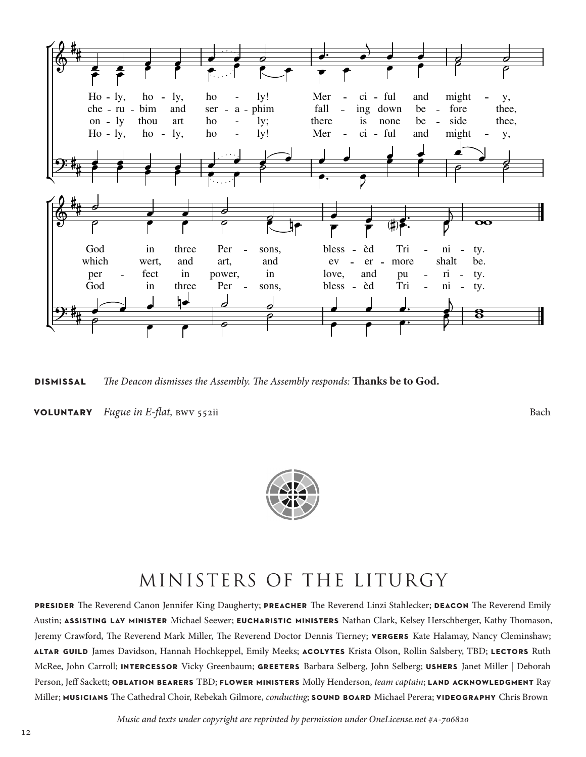Ho - ly, ho - ly, ho - ly! Mer - ci - ful and might - y,
che - ru - bim and ser - a - phim fall - ing down be - fore thee,
on - ly thou art ho - ly; there is none be - side thee,
Ho - ly, ho - ly, ho - ly! Mer - ci - ful and might - y,

God in three Per - sons, bless - èd Tri - ni - ty.
which wert, and art, and ev - er - more shalt be.
per - fect in power, in love, and pu - ri - ty.
God in three Per - sons, bless - èd Tri - ni - ty.

**DISMISSAL** *The Deacon dismisses the Assembly. The Assembly responds:* **Thanks be to God.**

**VOLUNTARY** *Fugue in E-flat,* BWV 552ii — Bach

# MINISTERS OF THE LITURGY

**PRESIDER** The Reverend Canon Jennifer King Daugherty; **PREACHER** The Reverend Linzi Stahlecker; **DEACON** The Reverend Emily Austin; **ASSISTING LAY MINISTER** Michael Seewer; **EUCHARISTIC MINISTERS** Nathan Clark, Kelsey Herschberger, Kathy Thomason, Jeremy Crawford, The Reverend Mark Miller, The Reverend Doctor Dennis Tierney; **VERGERS** Kate Halamay, Nancy Cleminshaw; **ALTAR GUILD** James Davidson, Hannah Hochkeppel, Emily Meeks; **ACOLYTES** Krista Olson, Rollin Salsbery, TBD; **LECTORS** Ruth McRee, John Carroll; **INTERCESSOR** Vicky Greenbaum; **GREETERS** Barbara Selberg, John Selberg; **USHERS** Janet Miller | Deborah Person, Jeff Sackett; **OBLATION BEARERS** TBD; **FLOWER MINISTERS** Molly Henderson, *team captain*; **LAND ACKNOWLEDGMENT** Ray Miller; **MUSICIANS** The Cathedral Choir, Rebekah Gilmore, *conducting*; **SOUND BOARD** Michael Perera; **VIDEOGRAPHY** Chris Brown

*Music and texts under copyright are reprinted by permission under OneLicense.net #A-706820*